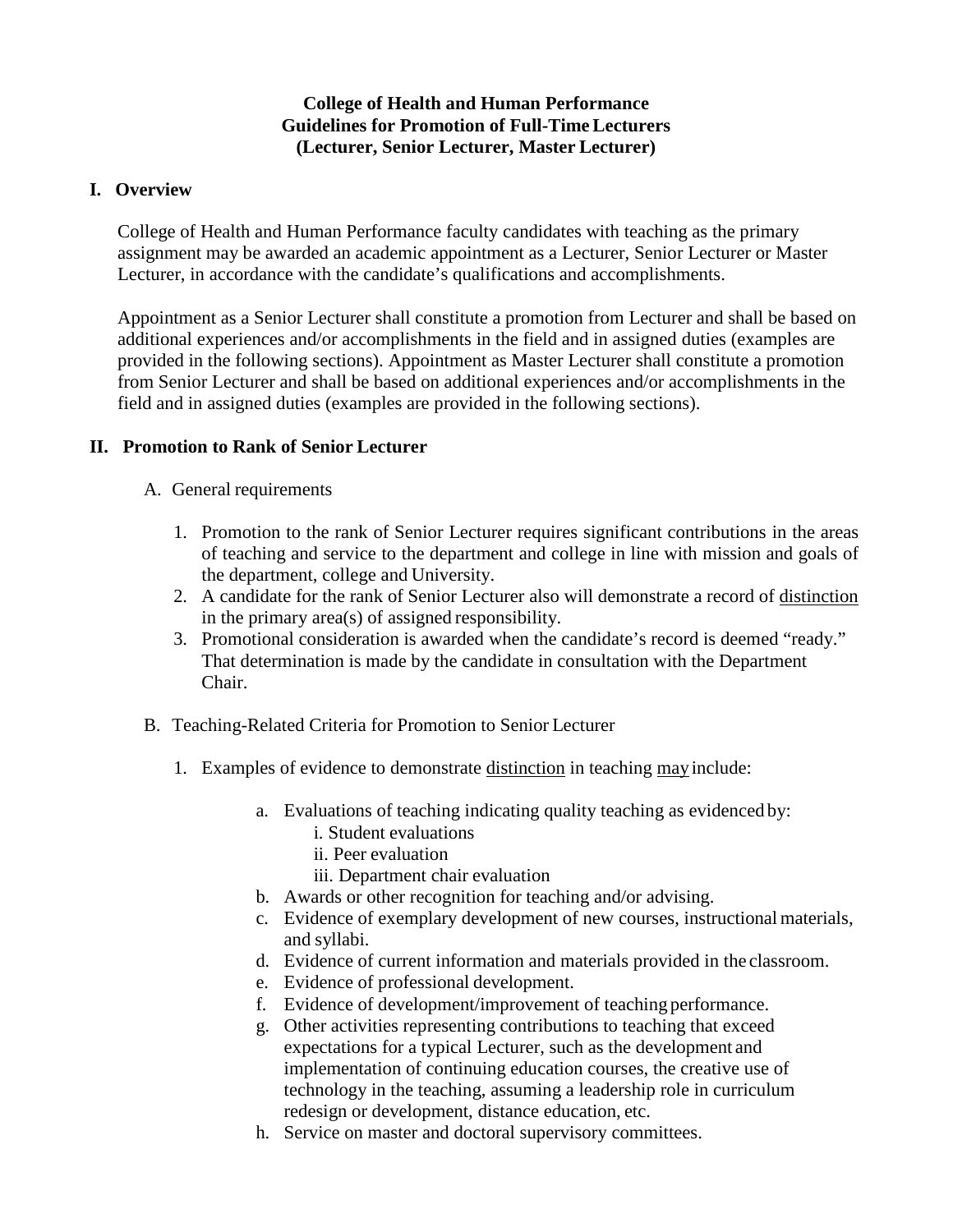**College of Health and Human Performance**
**Guidelines for Promotion of Full-Time Lecturers**
**(Lecturer, Senior Lecturer, Master Lecturer)**

## I. Overview

College of Health and Human Performance faculty candidates with teaching as the primary assignment may be awarded an academic appointment as a Lecturer, Senior Lecturer or Master Lecturer, in accordance with the candidate's qualifications and accomplishments.

Appointment as a Senior Lecturer shall constitute a promotion from Lecturer and shall be based on additional experiences and/or accomplishments in the field and in assigned duties (examples are provided in the following sections). Appointment as Master Lecturer shall constitute a promotion from Senior Lecturer and shall be based on additional experiences and/or accomplishments in the field and in assigned duties (examples are provided in the following sections).

## II. Promotion to Rank of Senior Lecturer

A. General requirements

1. Promotion to the rank of Senior Lecturer requires significant contributions in the areas of teaching and service to the department and college in line with mission and goals of the department, college and University.
2. A candidate for the rank of Senior Lecturer also will demonstrate a record of <u>distinction</u> in the primary area(s) of assigned responsibility.
3. Promotional consideration is awarded when the candidate's record is deemed "ready." That determination is made by the candidate in consultation with the Department Chair.

B. Teaching-Related Criteria for Promotion to Senior Lecturer

1. Examples of evidence to demonstrate <u>distinction</u> in teaching <u>may</u> include:

   a. Evaluations of teaching indicating quality teaching as evidenced by:
      - i. Student evaluations
      - ii. Peer evaluation
      - iii. Department chair evaluation

   b. Awards or other recognition for teaching and/or advising.
   c. Evidence of exemplary development of new courses, instructional materials, and syllabi.
   d. Evidence of current information and materials provided in the classroom.
   e. Evidence of professional development.
   f. Evidence of development/improvement of teaching performance.
   g. Other activities representing contributions to teaching that exceed expectations for a typical Lecturer, such as the development and implementation of continuing education courses, the creative use of technology in the teaching, assuming a leadership role in curriculum redesign or development, distance education, etc.
   h. Service on master and doctoral supervisory committees.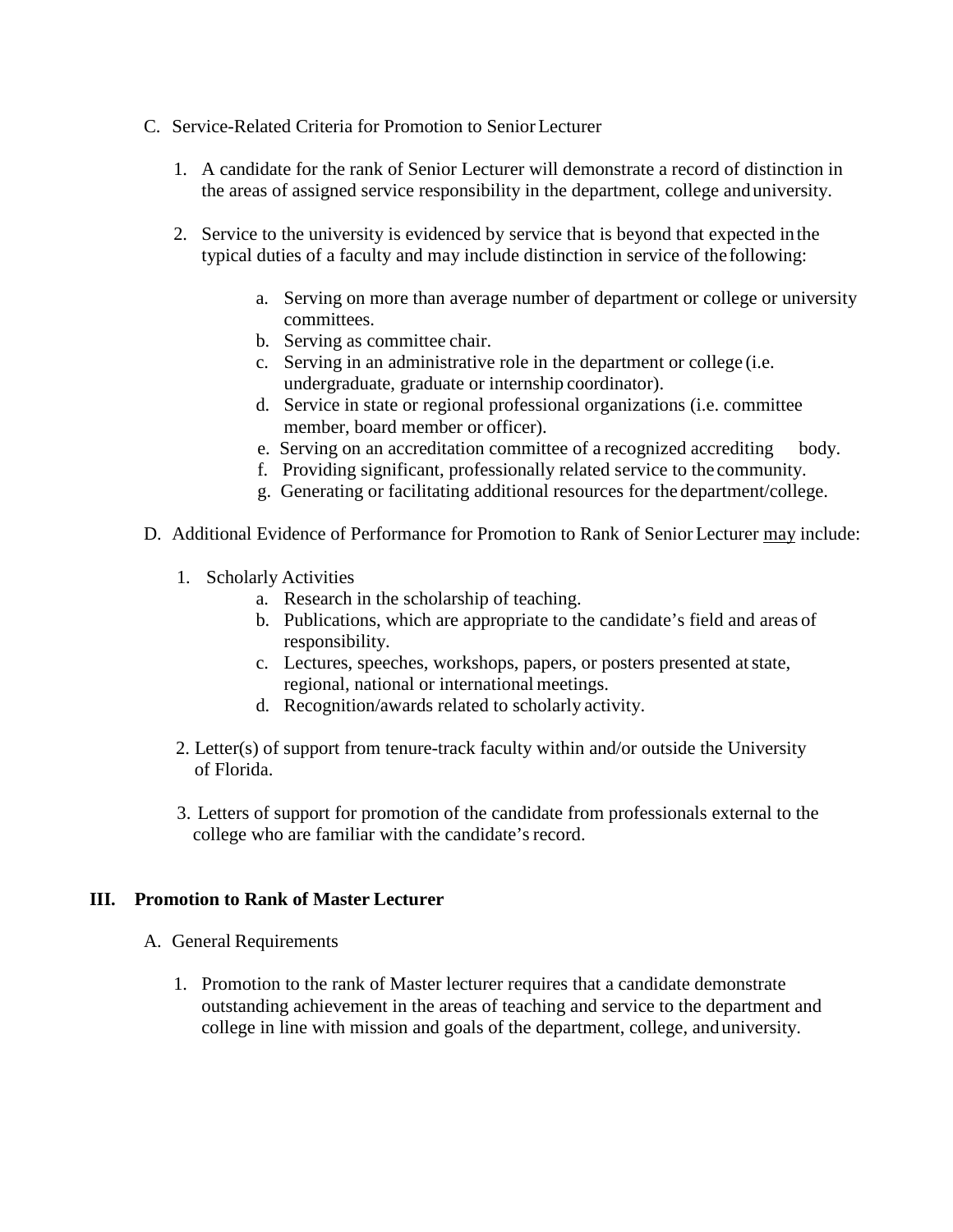C. Service-Related Criteria for Promotion to Senior Lecturer

1. A candidate for the rank of Senior Lecturer will demonstrate a record of distinction in the areas of assigned service responsibility in the department, college and university.

2. Service to the university is evidenced by service that is beyond that expected in the typical duties of a faculty and may include distinction in service of the following:

    a. Serving on more than average number of department or college or university committees.
    b. Serving as committee chair.
    c. Serving in an administrative role in the department or college (i.e. undergraduate, graduate or internship coordinator).
    d. Service in state or regional professional organizations (i.e. committee member, board member or officer).
    e. Serving on an accreditation committee of a recognized accrediting body.
    f. Providing significant, professionally related service to the community.
    g. Generating or facilitating additional resources for the department/college.

D. Additional Evidence of Performance for Promotion to Rank of Senior Lecturer <u>may</u> include:

1. Scholarly Activities
    a. Research in the scholarship of teaching.
    b. Publications, which are appropriate to the candidate's field and areas of responsibility.
    c. Lectures, speeches, workshops, papers, or posters presented at state, regional, national or international meetings.
    d. Recognition/awards related to scholarly activity.

2. Letter(s) of support from tenure-track faculty within and/or outside the University of Florida.

3. Letters of support for promotion of the candidate from professionals external to the college who are familiar with the candidate's record.

## III. Promotion to Rank of Master Lecturer

A. General Requirements

1. Promotion to the rank of Master lecturer requires that a candidate demonstrate outstanding achievement in the areas of teaching and service to the department and college in line with mission and goals of the department, college, and university.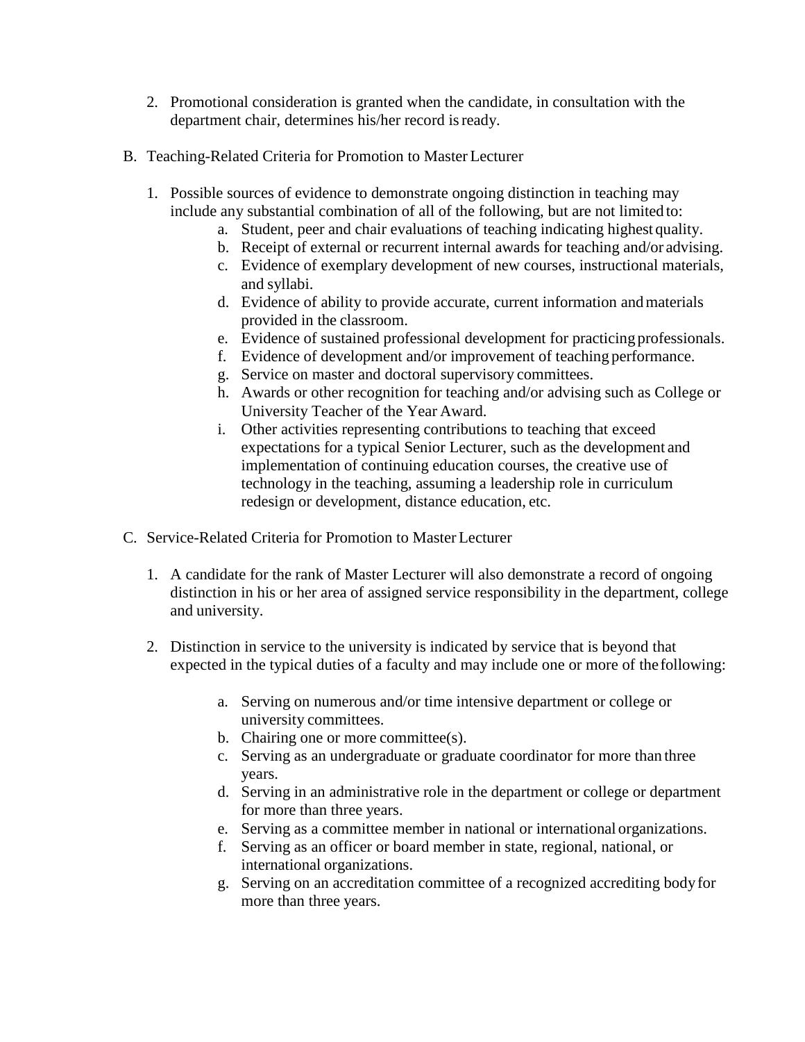2. Promotional consideration is granted when the candidate, in consultation with the department chair, determines his/her record is ready.

B. Teaching-Related Criteria for Promotion to Master Lecturer

1. Possible sources of evidence to demonstrate ongoing distinction in teaching may include any substantial combination of all of the following, but are not limited to:
    a. Student, peer and chair evaluations of teaching indicating highest quality.
    b. Receipt of external or recurrent internal awards for teaching and/or advising.
    c. Evidence of exemplary development of new courses, instructional materials, and syllabi.
    d. Evidence of ability to provide accurate, current information and materials provided in the classroom.
    e. Evidence of sustained professional development for practicing professionals.
    f. Evidence of development and/or improvement of teaching performance.
    g. Service on master and doctoral supervisory committees.
    h. Awards or other recognition for teaching and/or advising such as College or University Teacher of the Year Award.
    i. Other activities representing contributions to teaching that exceed expectations for a typical Senior Lecturer, such as the development and implementation of continuing education courses, the creative use of technology in the teaching, assuming a leadership role in curriculum redesign or development, distance education, etc.

C. Service-Related Criteria for Promotion to Master Lecturer

1. A candidate for the rank of Master Lecturer will also demonstrate a record of ongoing distinction in his or her area of assigned service responsibility in the department, college and university.

2. Distinction in service to the university is indicated by service that is beyond that expected in the typical duties of a faculty and may include one or more of the following:

    a. Serving on numerous and/or time intensive department or college or university committees.
    b. Chairing one or more committee(s).
    c. Serving as an undergraduate or graduate coordinator for more than three years.
    d. Serving in an administrative role in the department or college or department for more than three years.
    e. Serving as a committee member in national or international organizations.
    f. Serving as an officer or board member in state, regional, national, or international organizations.
    g. Serving on an accreditation committee of a recognized accrediting body for more than three years.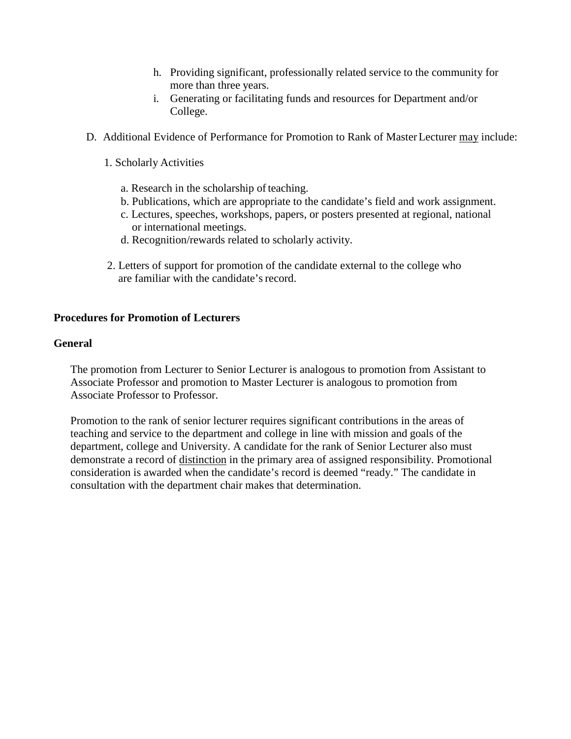h. Providing significant, professionally related service to the community for more than three years.
i. Generating or facilitating funds and resources for Department and/or College.

D. Additional Evidence of Performance for Promotion to Rank of Master Lecturer <u>may</u> include:

1. Scholarly Activities

   a. Research in the scholarship of teaching.
   b. Publications, which are appropriate to the candidate's field and work assignment.
   c. Lectures, speeches, workshops, papers, or posters presented at regional, national or international meetings.
   d. Recognition/rewards related to scholarly activity.

2. Letters of support for promotion of the candidate external to the college who are familiar with the candidate's record.

**Procedures for Promotion of Lecturers**

**General**

The promotion from Lecturer to Senior Lecturer is analogous to promotion from Assistant to Associate Professor and promotion to Master Lecturer is analogous to promotion from Associate Professor to Professor.

Promotion to the rank of senior lecturer requires significant contributions in the areas of teaching and service to the department and college in line with mission and goals of the department, college and University. A candidate for the rank of Senior Lecturer also must demonstrate a record of <u>distinction</u> in the primary area of assigned responsibility. Promotional consideration is awarded when the candidate's record is deemed "ready." The candidate in consultation with the department chair makes that determination.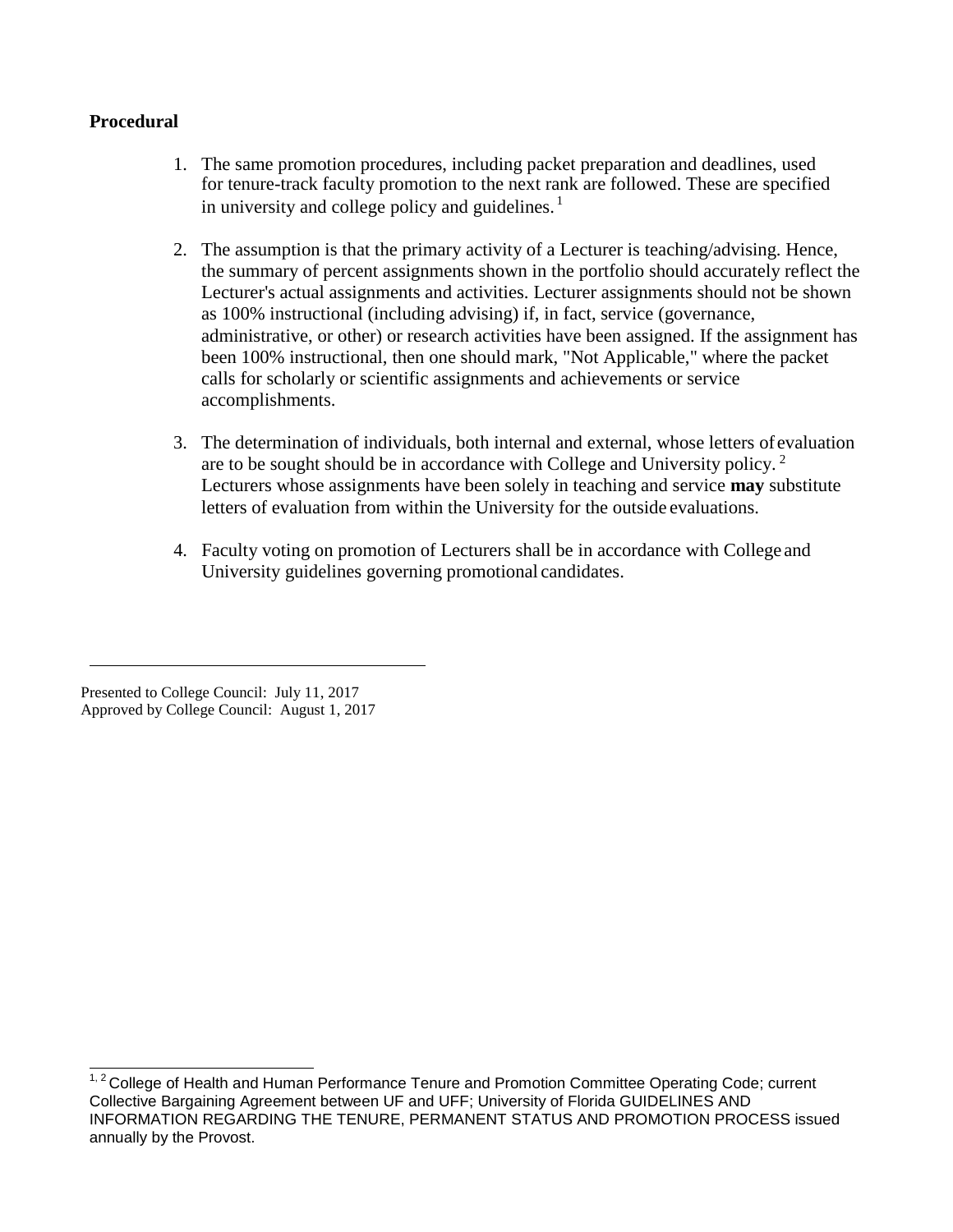**Procedural**

1. The same promotion procedures, including packet preparation and deadlines, used for tenure-track faculty promotion to the next rank are followed. These are specified in university and college policy and guidelines.[1]

2. The assumption is that the primary activity of a Lecturer is teaching/advising. Hence, the summary of percent assignments shown in the portfolio should accurately reflect the Lecturer's actual assignments and activities. Lecturer assignments should not be shown as 100% instructional (including advising) if, in fact, service (governance, administrative, or other) or research activities have been assigned. If the assignment has been 100% instructional, then one should mark, "Not Applicable," where the packet calls for scholarly or scientific assignments and achievements or service accomplishments.

3. The determination of individuals, both internal and external, whose letters of evaluation are to be sought should be in accordance with College and University policy.[2] Lecturers whose assignments have been solely in teaching and service **may** substitute letters of evaluation from within the University for the outside evaluations.

4. Faculty voting on promotion of Lecturers shall be in accordance with College and University guidelines governing promotional candidates.

---

Presented to College Council: July 11, 2017
Approved by College Council: August 1, 2017

---

[1, 2] College of Health and Human Performance Tenure and Promotion Committee Operating Code; current Collective Bargaining Agreement between UF and UFF; University of Florida GUIDELINES AND INFORMATION REGARDING THE TENURE, PERMANENT STATUS AND PROMOTION PROCESS issued annually by the Provost.